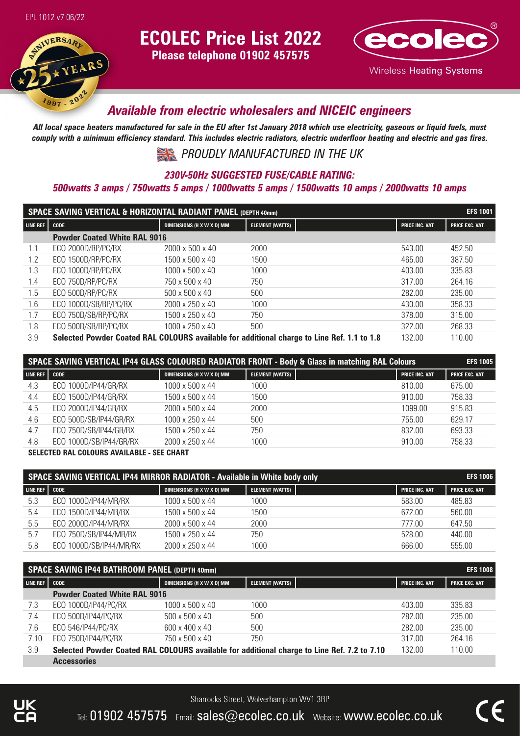EPL 1012 v7 06/22

# ECOLEC Price List 2022

**Please telephone 01902 457575**

ecolec® Wireless Heating Systems

ANNIVERSARY 25 YEARS 1997 - 2022

## *Available from electric wholesalers and NICEIC engineers*

***All local space heaters manufactured for sale in the EU after 1st January 2018 which use electricity, gaseous or liquid fuels, must comply with a minimum efficiency standard. This includes electric radiators, electric underfloor heating and electric and gas fires.***

*PROUDLY MANUFACTURED IN THE UK*

***230V-50Hz SUGGESTED FUSE/CABLE RATING:***

***500watts 3 amps / 750watts 5 amps / 1000watts 5 amps / 1500watts 10 amps / 2000watts 10 amps***

### SPACE SAVING VERTICAL & HORIZONTAL RADIANT PANEL (DEPTH 40mm) — EFS 1001

| LINE REF | CODE | DIMENSIONS (H X W X D) MM | ELEMENT (WATTS) | PRICE INC. VAT | PRICE EXC. VAT |
|---|---|---|---|---|---|
| | **Powder Coated White RAL 9016** | | | | |
| 1.1 | ECO 2000D/RP/PC/RX | 2000 x 500 x 40 | 2000 | 543.00 | 452.50 |
| 1.2 | ECO 1500D/RP/PC/RX | 1500 x 500 x 40 | 1500 | 465.00 | 387.50 |
| 1.3 | ECO 1000D/RP/PC/RX | 1000 x 500 x 40 | 1000 | 403.00 | 335.83 |
| 1.4 | ECO 750D/RP/PC/RX | 750 x 500 x 40 | 750 | 317.00 | 264.16 |
| 1.5 | ECO 500D/RP/PC/RX | 500 x 500 x 40 | 500 | 282.00 | 235.00 |
| 1.6 | ECO 1000D/SB/RP/PC/RX | 2000 x 250 x 40 | 1000 | 430.00 | 358.33 |
| 1.7 | ECO 750D/SB/RP/PC/RX | 1500 x 250 x 40 | 750 | 378.00 | 315.00 |
| 1.8 | ECO 500D/SB/RP/PC/RX | 1000 x 250 x 40 | 500 | 322.00 | 268.33 |
| 3.9 | **Selected Powder Coated RAL COLOURS available for additional charge to Line Ref. 1.1 to 1.8** | | | 132.00 | 110.00 |

### SPACE SAVING VERTICAL IP44 GLASS COLOURED RADIATOR FRONT - Body & Glass in matching RAL Colours — EFS 1005

| LINE REF | CODE | DIMENSIONS (H X W X D) MM | ELEMENT (WATTS) | PRICE INC. VAT | PRICE EXC. VAT |
|---|---|---|---|---|---|
| 4.3 | ECO 1000D/IP44/GR/RX | 1000 x 500 x 44 | 1000 | 810.00 | 675.00 |
| 4.4 | ECO 1500D/IP44/GR/RX | 1500 x 500 x 44 | 1500 | 910.00 | 758.33 |
| 4.5 | ECO 2000D/IP44/GR/RX | 2000 x 500 x 44 | 2000 | 1099.00 | 915.83 |
| 4.6 | ECO 500D/SB/IP44/GR/RX | 1000 x 250 x 44 | 500 | 755.00 | 629.17 |
| 4.7 | ECO 750D/SB/IP44/GR/RX | 1500 x 250 x 44 | 750 | 832.00 | 693.33 |
| 4.8 | ECO 1000D/SB/IP44/GR/RX | 2000 x 250 x 44 | 1000 | 910.00 | 758.33 |

**SELECTED RAL COLOURS AVAILABLE - SEE CHART**

### SPACE SAVING VERTICAL IP44 MIRROR RADIATOR - Available in White body only — EFS 1006

| LINE REF | CODE | DIMENSIONS (H X W X D) MM | ELEMENT (WATTS) | PRICE INC. VAT | PRICE EXC. VAT |
|---|---|---|---|---|---|
| 5.3 | ECO 1000D/IP44/MR/RX | 1000 x 500 x 44 | 1000 | 583.00 | 485.83 |
| 5.4 | ECO 1500D/IP44/MR/RX | 1500 x 500 x 44 | 1500 | 672.00 | 560.00 |
| 5.5 | ECO 2000D/IP44/MR/RX | 2000 x 500 x 44 | 2000 | 777.00 | 647.50 |
| 5.7 | ECO 750D/SB/IP44/MR/RX | 1500 x 250 x 44 | 750 | 528.00 | 440.00 |
| 5.8 | ECO 1000D/SB/IP44/MR/RX | 2000 x 250 x 44 | 1000 | 666.00 | 555.00 |

### SPACE SAVING IP44 BATHROOM PANEL (DEPTH 40mm) — EFS 1008

| LINE REF | CODE | DIMENSIONS (H X W X D) MM | ELEMENT (WATTS) | PRICE INC. VAT | PRICE EXC. VAT |
|---|---|---|---|---|---|
| | **Powder Coated White RAL 9016** | | | | |
| 7.3 | ECO 1000D/IP44/PC/RX | 1000 x 500 x 40 | 1000 | 403.00 | 335.83 |
| 7.4 | ECO 500D/IP44/PC/RX | 500 x 500 x 40 | 500 | 282.00 | 235.00 |
| 7.6 | ECO 546/IP44/PC/RX | 600 x 400 x 40 | 500 | 282.00 | 235.00 |
| 7.10 | ECO 750D/IP44/PC/RX | 750 x 500 x 40 | 750 | 317.00 | 264.16 |
| 3.9 | **Selected Powder Coated RAL COLOURS available for additional charge to Line Ref. 7.2 to 7.10** | | | 132.00 | 110.00 |
| | **Accessories** | | | | |

Sharrocks Street, Wolverhampton WV1 3RP

Tel: 01902 457575 Email: sales@ecolec.co.uk Website: www.ecolec.co.uk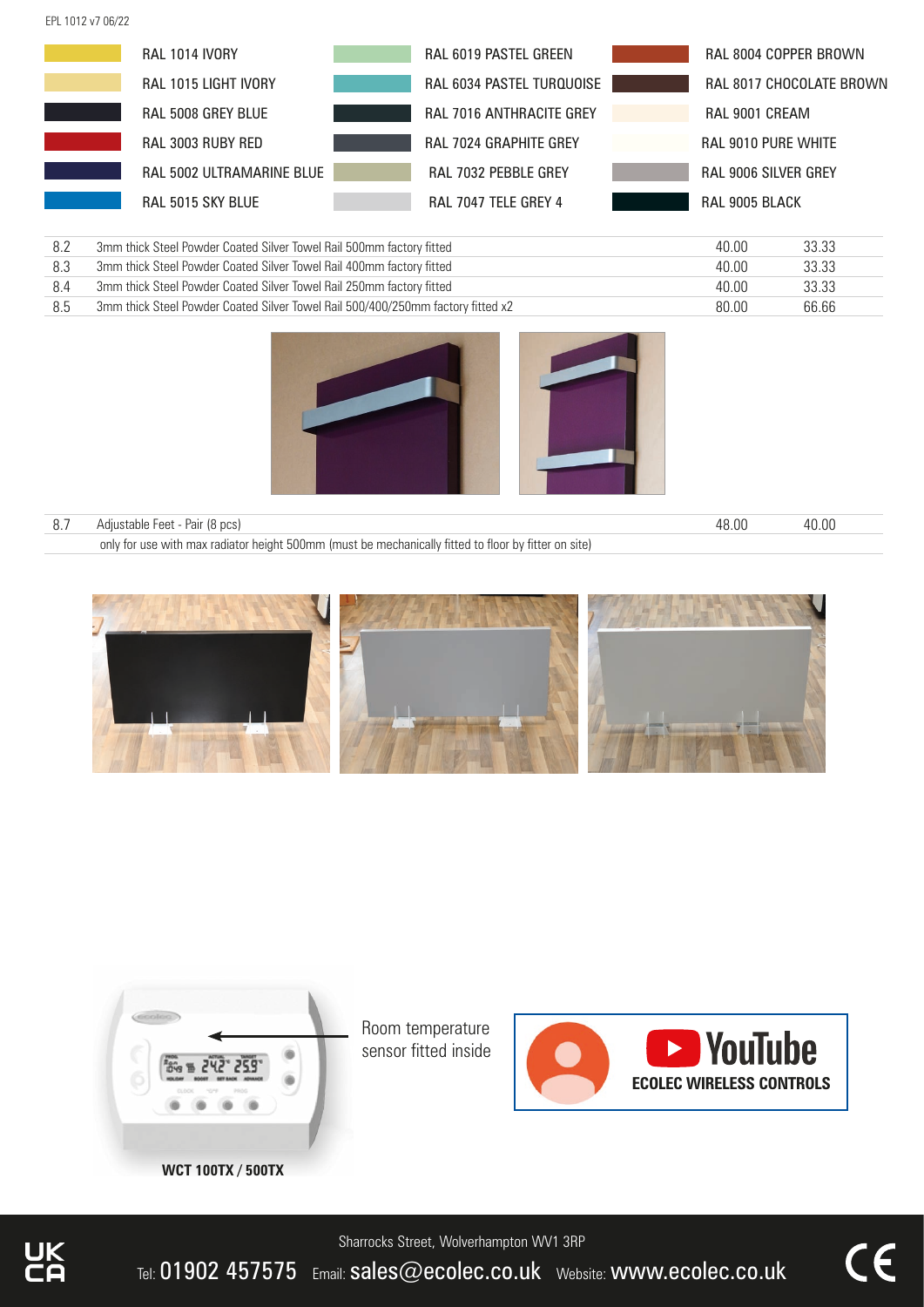| RAL 1014 IVORY | RAL 6019 PASTEL GREEN | RAL 8004 COPPER BROWN |
|---|---|---|
| RAL 1015 LIGHT IVORY | RAL 6034 PASTEL TURQUOISE | RAL 8017 CHOCOLATE BROWN |
| RAL 5008 GREY BLUE | RAL 7016 ANTHRACITE GREY | RAL 9001 CREAM |
| RAL 3003 RUBY RED | RAL 7024 GRAPHITE GREY | RAL 9010 PURE WHITE |
| RAL 5002 ULTRAMARINE BLUE | RAL 7032 PEBBLE GREY | RAL 9006 SILVER GREY |
| RAL 5015 SKY BLUE | RAL 7047 TELE GREY 4 | RAL 9005 BLACK |

| | | | |
|---|---|---|---|
| 8.2 | 3mm thick Steel Powder Coated Silver Towel Rail 500mm factory fitted | 40.00 | 33.33 |
| 8.3 | 3mm thick Steel Powder Coated Silver Towel Rail 400mm factory fitted | 40.00 | 33.33 |
| 8.4 | 3mm thick Steel Powder Coated Silver Towel Rail 250mm factory fitted | 40.00 | 33.33 |
| 8.5 | 3mm thick Steel Powder Coated Silver Towel Rail 500/400/250mm factory fitted x2 | 80.00 | 66.66 |

| | | | |
|---|---|---|---|
| 8.7 | Adjustable Feet - Pair (8 pcs) | 48.00 | 40.00 |
| | only for use with max radiator height 500mm (must be mechanically fitted to floor by fitter on site) | | |

Room temperature sensor fitted inside

**WCT 100TX / 500TX**

**ECOLEC WIRELESS CONTROLS**

Sharrocks Street, Wolverhampton WV1 3RP

Tel: 01902 457575 Email: sales@ecolec.co.uk Website: www.ecolec.co.uk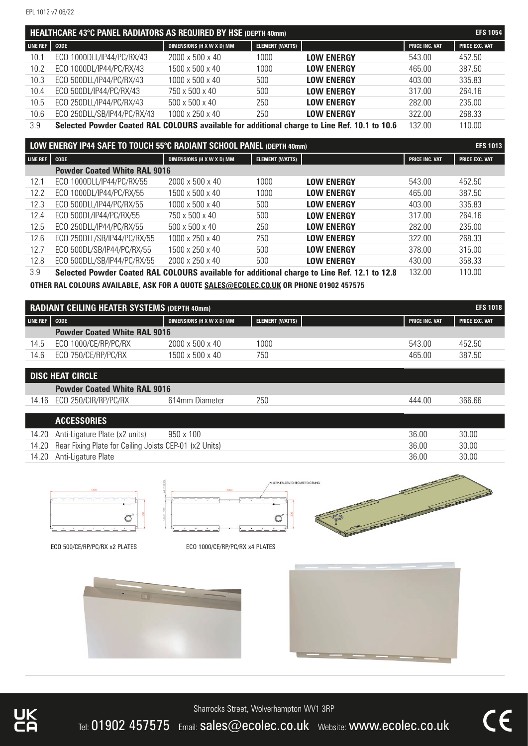## HEALTHCARE 43°C PANEL RADIATORS AS REQUIRED BY HSE (DEPTH 40mm) — EFS 1054

| LINE REF | CODE | DIMENSIONS (H X W X D) MM | ELEMENT (WATTS) | | PRICE INC. VAT | PRICE EXC. VAT |
|---|---|---|---|---|---|---|
| 10.1 | ECO 1000DLL/IP44/PC/RX/43 | 2000 x 500 x 40 | 1000 | **LOW ENERGY** | 543.00 | 452.50 |
| 10.2 | ECO 1000DL/IP44/PC/RX/43 | 1500 x 500 x 40 | 1000 | **LOW ENERGY** | 465.00 | 387.50 |
| 10.3 | ECO 500DLL/IP44/PC/RX/43 | 1000 x 500 x 40 | 500 | **LOW ENERGY** | 403.00 | 335.83 |
| 10.4 | ECO 500DL/IP44/PC/RX/43 | 750 x 500 x 40 | 500 | **LOW ENERGY** | 317.00 | 264.16 |
| 10.5 | ECO 250DLL/IP44/PC/RX/43 | 500 x 500 x 40 | 250 | **LOW ENERGY** | 282.00 | 235.00 |
| 10.6 | ECO 250DLL/SB/IP44/PC/RX/43 | 1000 x 250 x 40 | 250 | **LOW ENERGY** | 322.00 | 268.33 |
| 3.9 | **Selected Powder Coated RAL COLOURS available for additional charge to Line Ref. 10.1 to 10.6** | | | | 132.00 | 110.00 |

## LOW ENERGY IP44 SAFE TO TOUCH 55°C RADIANT SCHOOL PANEL (DEPTH 40mm) — EFS 1013

| LINE REF | CODE | DIMENSIONS (H X W X D) MM | ELEMENT (WATTS) | | PRICE INC. VAT | PRICE EXC. VAT |
|---|---|---|---|---|---|---|
| | **Powder Coated White RAL 9016** | | | | | |
| 12.1 | ECO 1000DLL/IP44/PC/RX/55 | 2000 x 500 x 40 | 1000 | **LOW ENERGY** | 543.00 | 452.50 |
| 12.2 | ECO 1000DL/IP44/PC/RX/55 | 1500 x 500 x 40 | 1000 | **LOW ENERGY** | 465.00 | 387.50 |
| 12.3 | ECO 500DLL/IP44/PC/RX/55 | 1000 x 500 x 40 | 500 | **LOW ENERGY** | 403.00 | 335.83 |
| 12.4 | ECO 500DL/IP44/PC/RX/55 | 750 x 500 x 40 | 500 | **LOW ENERGY** | 317.00 | 264.16 |
| 12.5 | ECO 250DLL/IP44/PC/RX/55 | 500 x 500 x 40 | 250 | **LOW ENERGY** | 282.00 | 235.00 |
| 12.6 | ECO 250DLL/SB/IP44/PC/RX/55 | 1000 x 250 x 40 | 250 | **LOW ENERGY** | 322.00 | 268.33 |
| 12.7 | ECO 500DL/SB/IP44/PC/RX/55 | 1500 x 250 x 40 | 500 | **LOW ENERGY** | 378.00 | 315.00 |
| 12.8 | ECO 500DLL/SB/IP44/PC/RX/55 | 2000 x 250 x 40 | 500 | **LOW ENERGY** | 430.00 | 358.33 |
| 3.9 | **Selected Powder Coated RAL COLOURS available for additional charge to Line Ref. 12.1 to 12.8** | | | | 132.00 | 110.00 |

**OTHER RAL COLOURS AVAILABLE, ASK FOR A QUOTE SALES@ECOLEC.CO.UK OR PHONE 01902 457575**

## RADIANT CEILING HEATER SYSTEMS (DEPTH 40mm) — EFS 1018

| LINE REF | CODE | DIMENSIONS (H X W X D) MM | ELEMENT (WATTS) | | PRICE INC. VAT | PRICE EXC. VAT |
|---|---|---|---|---|---|---|
| | **Powder Coated White RAL 9016** | | | | | |
| 14.5 | ECO 1000/CE/RP/PC/RX | 2000 x 500 x 40 | 1000 | | 543.00 | 452.50 |
| 14.6 | ECO 750/CE/RP/PC/RX | 1500 x 500 x 40 | 750 | | 465.00 | 387.50 |

## DISC HEAT CIRCLE

| LINE REF | CODE | DIMENSIONS | ELEMENT (WATTS) | | PRICE INC. VAT | PRICE EXC. VAT |
|---|---|---|---|---|---|---|
| | **Powder Coated White RAL 9016** | | | | | |
| 14.16 | ECO 250/CIR/RP/PC/RX | 614mm Diameter | 250 | | 444.00 | 366.66 |

## ACCESSORIES

| LINE REF | CODE | DIMENSIONS | | | PRICE INC. VAT | PRICE EXC. VAT |
|---|---|---|---|---|---|---|
| 14.20 | Anti-Ligature Plate (x2 units) | 950 x 100 | | | 36.00 | 30.00 |
| 14.20 | Rear Fixing Plate for Ceiling Joists CEP-01 (x2 Units) | | | | 36.00 | 30.00 |
| 14.20 | Anti-Ligature Plate | | | | 36.00 | 30.00 |

MULTIPLE SLOTS TO SECURE TO CEILING

ECO 500/CE/RP/PC/RX x2 PLATES

ECO 1000/CE/RP/PC/RX x4 PLATES

Sharrocks Street, Wolverhampton WV1 3RP

Tel: 01902 457575 Email: sales@ecolec.co.uk Website: www.ecolec.co.uk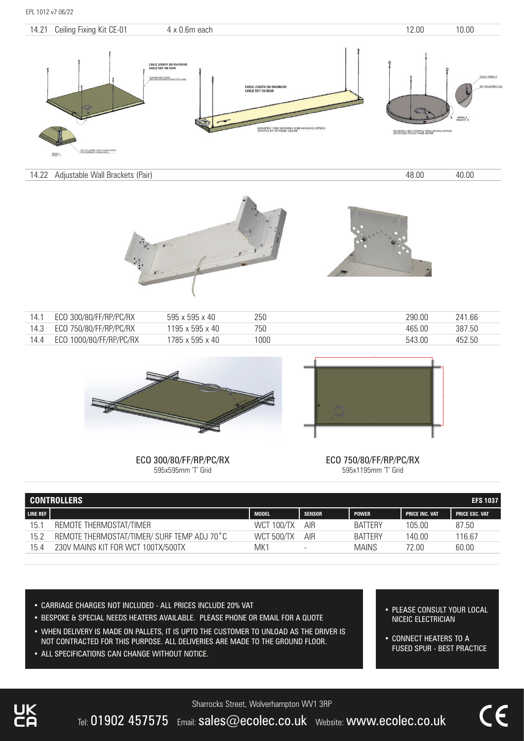| | | | | | |
|---|---|---|---|---|---|
| 14.21 | Ceiling Fixing Kit CE-01 | 4 x 0.6m each | | 12.00 | 10.00 |

CABLE LENGTH 2M MAXIMUM
CABLE EXIT ON REAR

CABLE LENGTH 2M MAXIMUM
CABLE EXIT ON REAR

ISOMETRIC VIEW SHOWING WIRE HANGING OPTION ON ECOLEC VE PANEL HEATER

ISOMETRIC VIEW SHOWING WIRE HANGING OPTION ON ECOLEC ROUND PANEL HEATER

CABLE FERRULE

90° MOUNTING TAG

| | | | | | |
|---|---|---|---|---|---|
| 14.22 | Adjustable Wall Brackets (Pair) | | | 48.00 | 40.00 |

| | | | | | |
|---|---|---|---|---|---|
| 14.1 | ECO 300/80/FF/RP/PC/RX | 595 x 595 x 40 | 250 | 290.00 | 241.66 |
| 14.3 | ECO 750/80/FF/RP/PC/RX | 1195 x 595 x 40 | 750 | 465.00 | 387.50 |
| 14.4 | ECO 1000/80/FF/RP/PC/RX | 1785 x 595 x 40 | 1000 | 543.00 | 452.50 |

ECO 300/80/FF/RP/PC/RX
595x595mm 'T' Grid

ECO 750/80/FF/RP/PC/RX
595x1195mm 'T' Grid

## CONTROLLERS

EFS 1037

| LINE REF | | MODEL | SENSOR | POWER | PRICE INC. VAT | PRICE EXC. VAT |
|---|---|---|---|---|---|---|
| 15.1 | REMOTE THERMOSTAT/TIMER | WCT 100/TX | AIR | BATTERY | 105.00 | 87.50 |
| 15.2 | REMOTE THERMOSTAT/TIMER/ SURF TEMP ADJ 70˚C | WCT 500/TX | AIR | BATTERY | 140.00 | 116.67 |
| 15.4 | 230V MAINS KIT FOR WCT 100TX/500TX | MK1 | - | MAINS | 72.00 | 60.00 |

- CARRIAGE CHARGES NOT INCLUDED - ALL PRICES INCLUDE 20% VAT
- BESPOKE & SPECIAL NEEDS HEATERS AVAILABLE. PLEASE PHONE OR EMAIL FOR A QUOTE
- WHEN DELIVERY IS MADE ON PALLETS, IT IS UPTO THE CUSTOMER TO UNLOAD AS THE DRIVER IS NOT CONTRACTED FOR THIS PURPOSE. ALL DELIVERIES ARE MADE TO THE GROUND FLOOR.
- ALL SPECIFICATIONS CAN CHANGE WITHOUT NOTICE.

- PLEASE CONSULT YOUR LOCAL NICEIC ELECTRICIAN
- CONNECT HEATERS TO A FUSED SPUR - BEST PRACTICE

Sharrocks Street, Wolverhampton WV1 3RP

Tel: 01902 457575 Email: sales@ecolec.co.uk Website: www.ecolec.co.uk